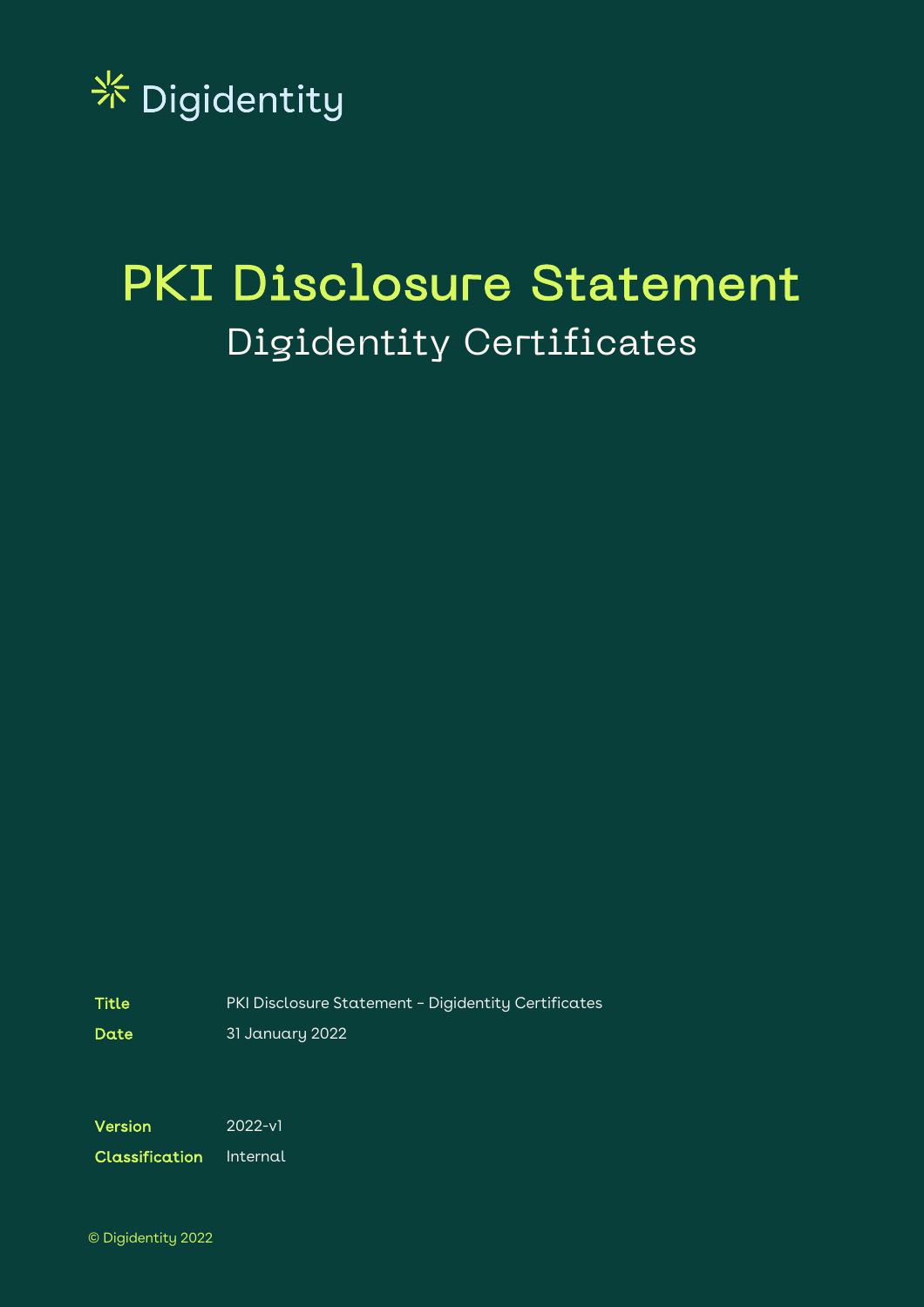Digidentity

# PKI Disclosure Statement

## Digidentity Certificates

| | |
|---|---|
| **Title** | PKI Disclosure Statement – Digidentity Certificates |
| **Date** | 31 January 2022 |
| **Version** | 2022-v1 |
| **Classification** | Internal |

© Digidentity 2022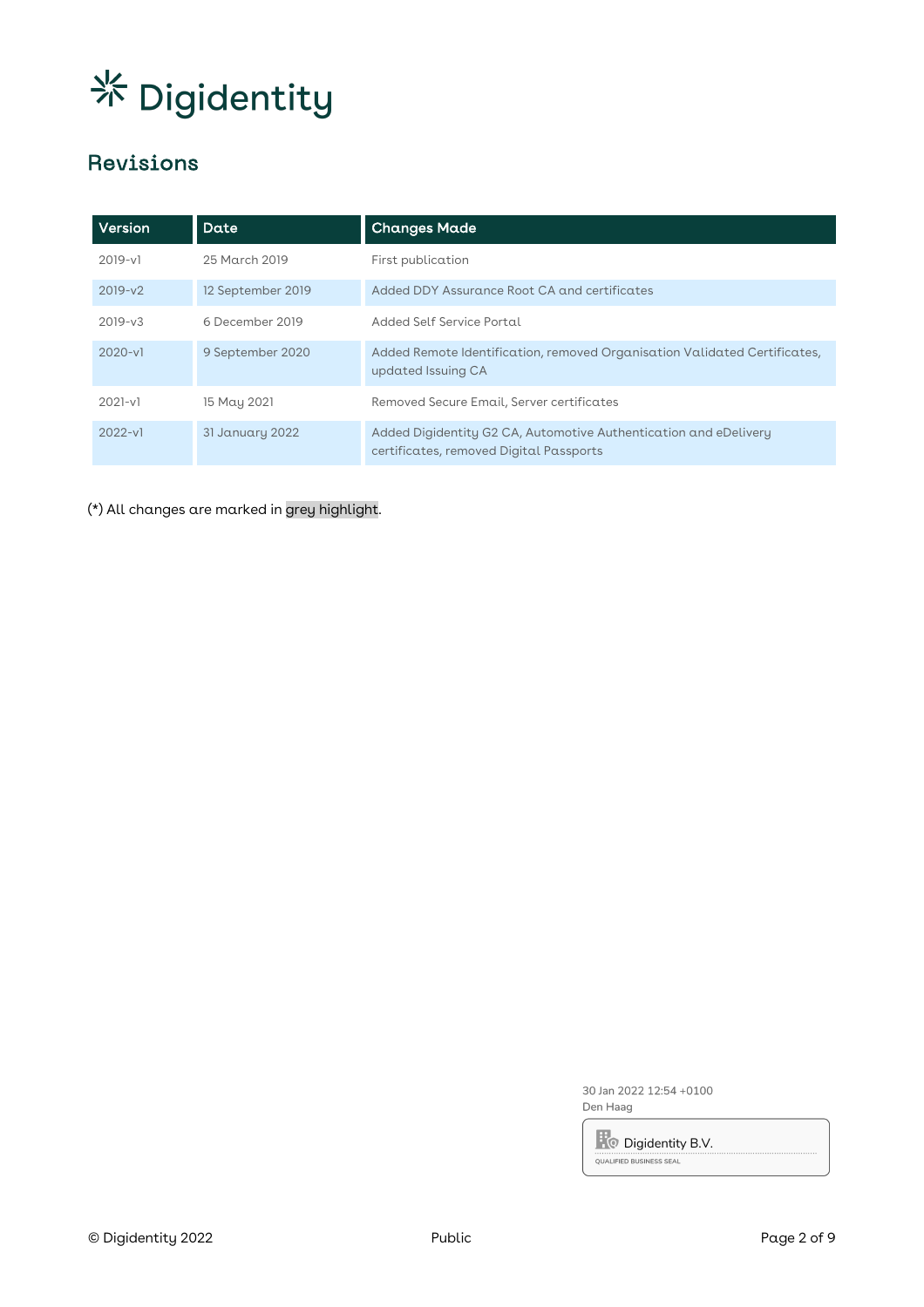## Revisions

| Version | Date | Changes Made |
|---|---|---|
| 2019-v1 | 25 March 2019 | First publication |
| 2019-v2 | 12 September 2019 | Added DDY Assurance Root CA and certificates |
| 2019-v3 | 6 December 2019 | Added Self Service Portal |
| 2020-v1 | 9 September 2020 | Added Remote Identification, removed Organisation Validated Certificates, updated Issuing CA |
| 2021-v1 | 15 May 2021 | Removed Secure Email, Server certificates |
| 2022-v1 | 31 January 2022 | Added Digidentity G2 CA, Automotive Authentication and eDelivery certificates, removed Digital Passports |

(*) All changes are marked in grey highlight.

30 Jan 2022 12:54 +0100
Den Haag

Digidentity B.V.
QUALIFIED BUSINESS SEAL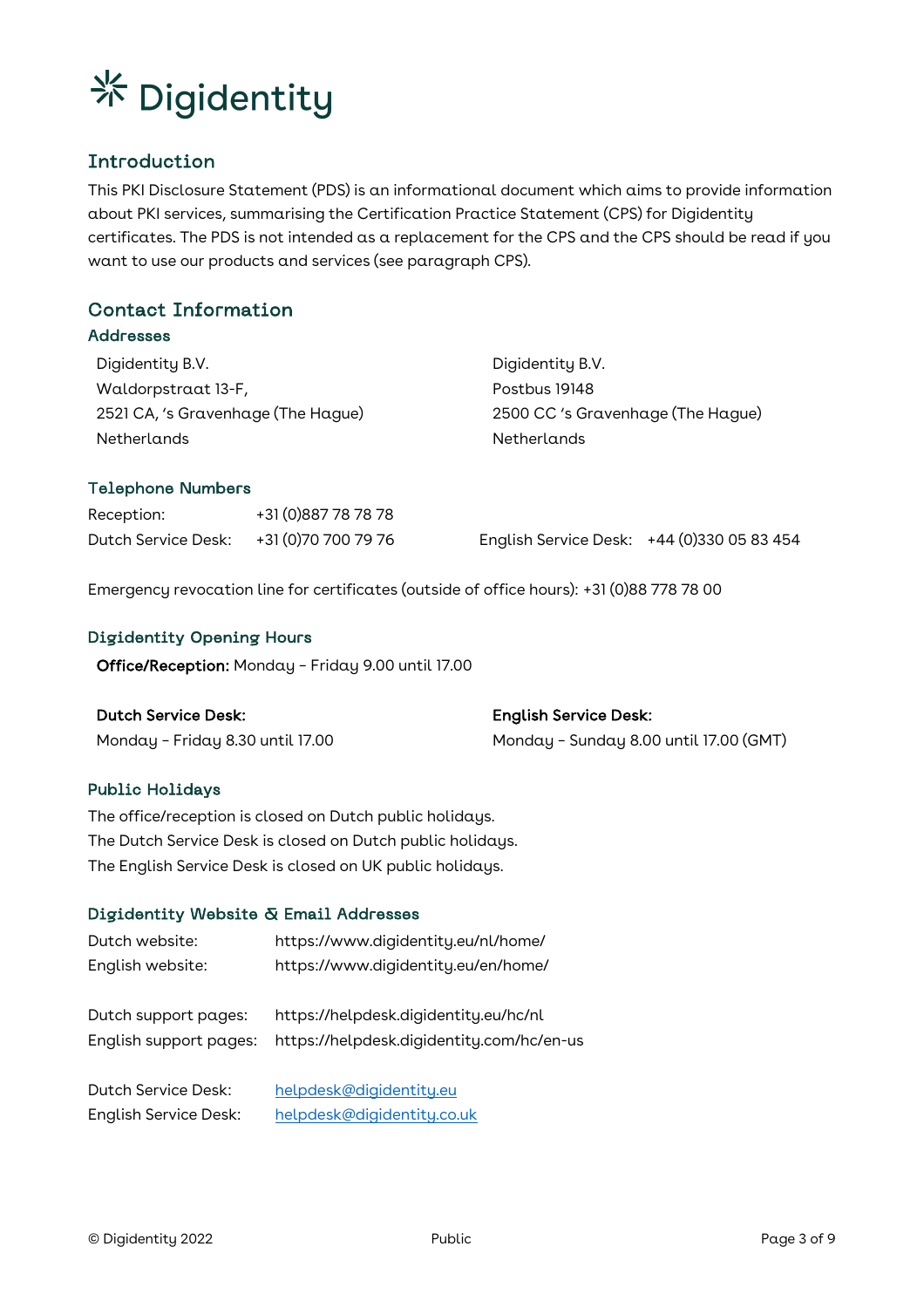Digidentity

## Introduction

This PKI Disclosure Statement (PDS) is an informational document which aims to provide information about PKI services, summarising the Certification Practice Statement (CPS) for Digidentity certificates. The PDS is not intended as a replacement for the CPS and the CPS should be read if you want to use our products and services (see paragraph CPS).

## Contact Information

### Addresses

Digidentity B.V.
Waldorpstraat 13-F,
2521 CA, 's Gravenhage (The Hague)
Netherlands

Digidentity B.V.
Postbus 19148
2500 CC 's Gravenhage (The Hague)
Netherlands

### Telephone Numbers

Reception: +31 (0)887 78 78 78
Dutch Service Desk: +31 (0)70 700 79 76
English Service Desk: +44 (0)330 05 83 454

Emergency revocation line for certificates (outside of office hours): +31 (0)88 778 78 00

### Digidentity Opening Hours

**Office/Reception:** Monday – Friday 9.00 until 17.00

**Dutch Service Desk:**
Monday – Friday 8.30 until 17.00

**English Service Desk:**
Monday – Sunday 8.00 until 17.00 (GMT)

### Public Holidays

The office/reception is closed on Dutch public holidays.
The Dutch Service Desk is closed on Dutch public holidays.
The English Service Desk is closed on UK public holidays.

### Digidentity Website & Email Addresses

Dutch website: https://www.digidentity.eu/nl/home/
English website: https://www.digidentity.eu/en/home/

Dutch support pages: https://helpdesk.digidentity.eu/hc/nl
English support pages: https://helpdesk.digidentity.com/hc/en-us

Dutch Service Desk: helpdesk@digidentity.eu
English Service Desk: helpdesk@digidentity.co.uk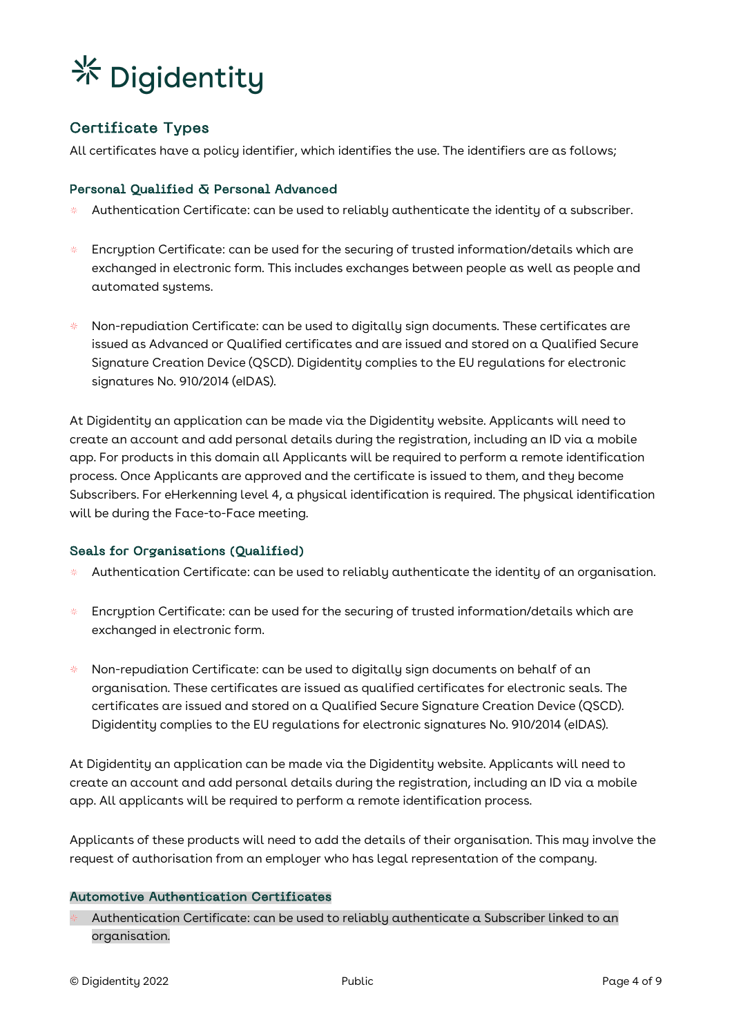## Certificate Types

All certificates have a policy identifier, which identifies the use. The identifiers are as follows;

### Personal Qualified & Personal Advanced

- Authentication Certificate: can be used to reliably authenticate the identity of a subscriber.
- Encryption Certificate: can be used for the securing of trusted information/details which are exchanged in electronic form. This includes exchanges between people as well as people and automated systems.
- Non-repudiation Certificate: can be used to digitally sign documents. These certificates are issued as Advanced or Qualified certificates and are issued and stored on a Qualified Secure Signature Creation Device (QSCD). Digidentity complies to the EU regulations for electronic signatures No. 910/2014 (eIDAS).

At Digidentity an application can be made via the Digidentity website. Applicants will need to create an account and add personal details during the registration, including an ID via a mobile app. For products in this domain all Applicants will be required to perform a remote identification process. Once Applicants are approved and the certificate is issued to them, and they become Subscribers. For eHerkenning level 4, a physical identification is required. The physical identification will be during the Face-to-Face meeting.

### Seals for Organisations (Qualified)

- Authentication Certificate: can be used to reliably authenticate the identity of an organisation.
- Encryption Certificate: can be used for the securing of trusted information/details which are exchanged in electronic form.
- Non-repudiation Certificate: can be used to digitally sign documents on behalf of an organisation. These certificates are issued as qualified certificates for electronic seals. The certificates are issued and stored on a Qualified Secure Signature Creation Device (QSCD). Digidentity complies to the EU regulations for electronic signatures No. 910/2014 (eIDAS).

At Digidentity an application can be made via the Digidentity website. Applicants will need to create an account and add personal details during the registration, including an ID via a mobile app. All applicants will be required to perform a remote identification process.

Applicants of these products will need to add the details of their organisation. This may involve the request of authorisation from an employer who has legal representation of the company.

### Automotive Authentication Certificates

- Authentication Certificate: can be used to reliably authenticate a Subscriber linked to an organisation.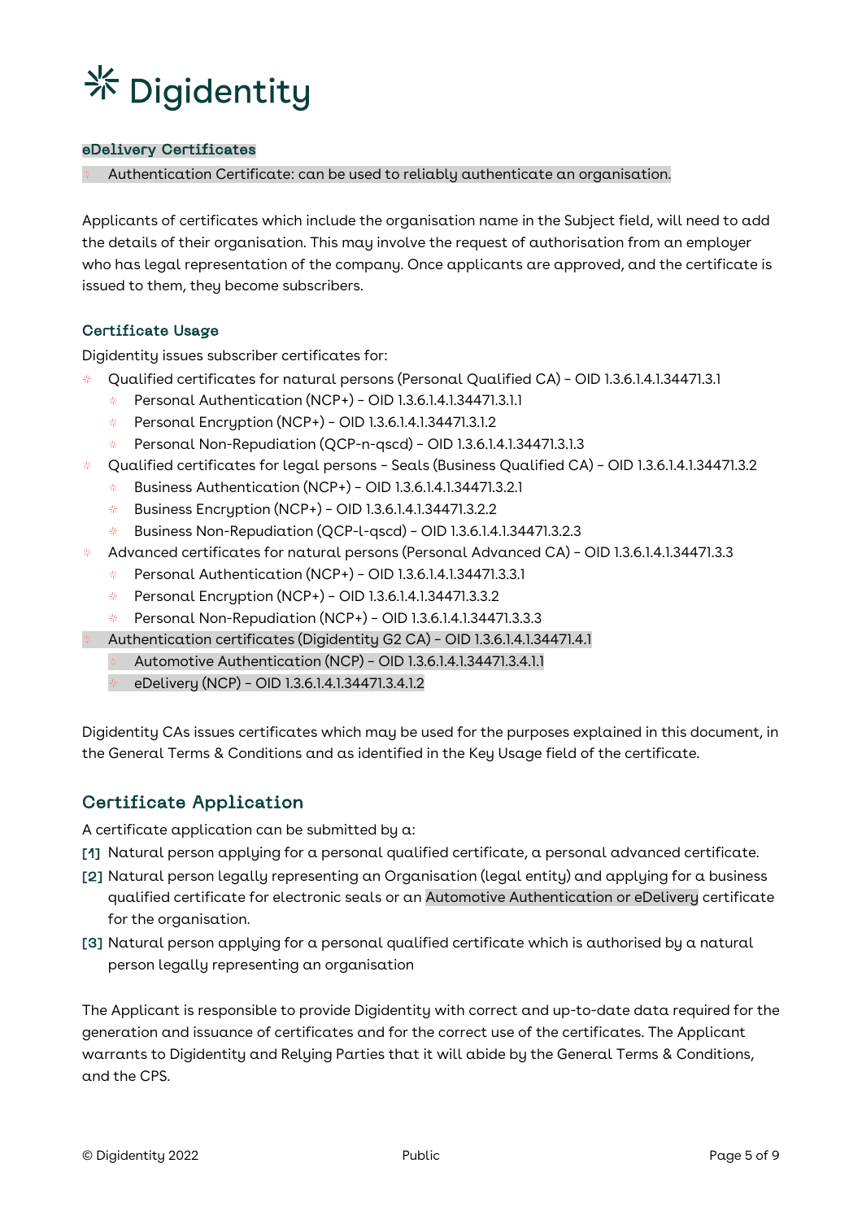### eDelivery Certificates

- Authentication Certificate: can be used to reliably authenticate an organisation.

Applicants of certificates which include the organisation name in the Subject field, will need to add the details of their organisation. This may involve the request of authorisation from an employer who has legal representation of the company. Once applicants are approved, and the certificate is issued to them, they become subscribers.

### Certificate Usage

Digidentity issues subscriber certificates for:

- Qualified certificates for natural persons (Personal Qualified CA) – OID 1.3.6.1.4.1.34471.3.1
  - Personal Authentication (NCP+) – OID 1.3.6.1.4.1.34471.3.1.1
  - Personal Encryption (NCP+) – OID 1.3.6.1.4.1.34471.3.1.2
  - Personal Non-Repudiation (QCP-n-qscd) – OID 1.3.6.1.4.1.34471.3.1.3
- Qualified certificates for legal persons – Seals (Business Qualified CA) – OID 1.3.6.1.4.1.34471.3.2
  - Business Authentication (NCP+) – OID 1.3.6.1.4.1.34471.3.2.1
  - Business Encryption (NCP+) – OID 1.3.6.1.4.1.34471.3.2.2
  - Business Non-Repudiation (QCP-l-qscd) – OID 1.3.6.1.4.1.34471.3.2.3
- Advanced certificates for natural persons (Personal Advanced CA) – OID 1.3.6.1.4.1.34471.3.3
  - Personal Authentication (NCP+) – OID 1.3.6.1.4.1.34471.3.3.1
  - Personal Encryption (NCP+) – OID 1.3.6.1.4.1.34471.3.3.2
  - Personal Non-Repudiation (NCP+) – OID 1.3.6.1.4.1.34471.3.3.3
- Authentication certificates (Digidentity G2 CA) – OID 1.3.6.1.4.1.34471.4.1
  - Automotive Authentication (NCP) – OID 1.3.6.1.4.1.34471.3.4.1.1
  - eDelivery (NCP) – OID 1.3.6.1.4.1.34471.3.4.1.2

Digidentity CAs issues certificates which may be used for the purposes explained in this document, in the General Terms & Conditions and as identified in the Key Usage field of the certificate.

## Certificate Application

A certificate application can be submitted by a:

[1] Natural person applying for a personal qualified certificate, a personal advanced certificate.

[2] Natural person legally representing an Organisation (legal entity) and applying for a business qualified certificate for electronic seals or an Automotive Authentication or eDelivery certificate for the organisation.

[3] Natural person applying for a personal qualified certificate which is authorised by a natural person legally representing an organisation

The Applicant is responsible to provide Digidentity with correct and up-to-date data required for the generation and issuance of certificates and for the correct use of the certificates. The Applicant warrants to Digidentity and Relying Parties that it will abide by the General Terms & Conditions, and the CPS.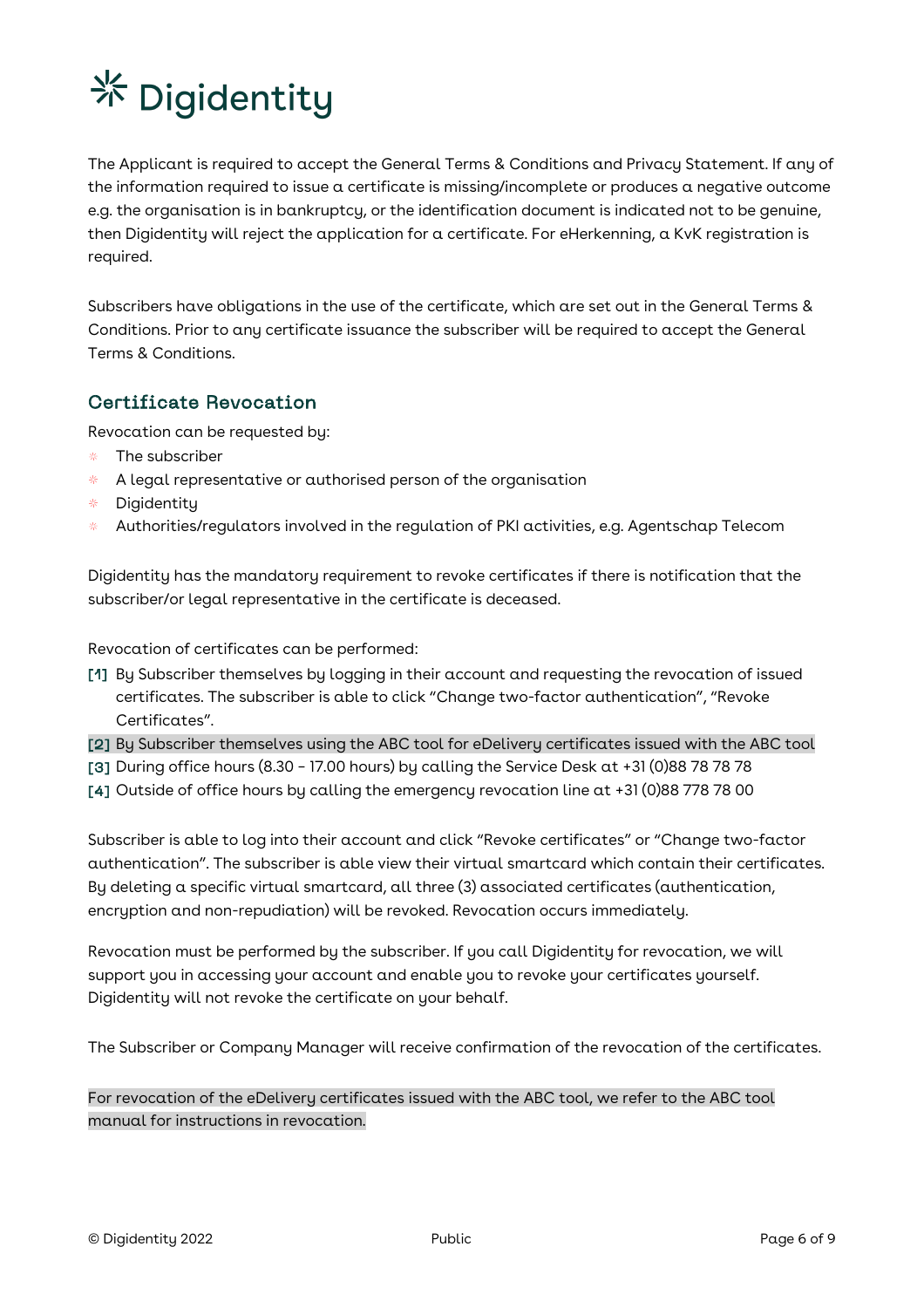The Applicant is required to accept the General Terms & Conditions and Privacy Statement. If any of the information required to issue a certificate is missing/incomplete or produces a negative outcome e.g. the organisation is in bankruptcy, or the identification document is indicated not to be genuine, then Digidentity will reject the application for a certificate. For eHerkenning, a KvK registration is required.

Subscribers have obligations in the use of the certificate, which are set out in the General Terms & Conditions. Prior to any certificate issuance the subscriber will be required to accept the General Terms & Conditions.

## Certificate Revocation

Revocation can be requested by:

- The subscriber
- A legal representative or authorised person of the organisation
- Digidentity
- Authorities/regulators involved in the regulation of PKI activities, e.g. Agentschap Telecom

Digidentity has the mandatory requirement to revoke certificates if there is notification that the subscriber/or legal representative in the certificate is deceased.

Revocation of certificates can be performed:

[1] By Subscriber themselves by logging in their account and requesting the revocation of issued certificates. The subscriber is able to click "Change two-factor authentication", "Revoke Certificates".
[2] By Subscriber themselves using the ABC tool for eDelivery certificates issued with the ABC tool
[3] During office hours (8.30 – 17.00 hours) by calling the Service Desk at +31 (0)88 78 78 78
[4] Outside of office hours by calling the emergency revocation line at +31 (0)88 778 78 00

Subscriber is able to log into their account and click "Revoke certificates" or "Change two-factor authentication". The subscriber is able view their virtual smartcard which contain their certificates. By deleting a specific virtual smartcard, all three (3) associated certificates (authentication, encryption and non-repudiation) will be revoked. Revocation occurs immediately.

Revocation must be performed by the subscriber. If you call Digidentity for revocation, we will support you in accessing your account and enable you to revoke your certificates yourself. Digidentity will not revoke the certificate on your behalf.

The Subscriber or Company Manager will receive confirmation of the revocation of the certificates.

For revocation of the eDelivery certificates issued with the ABC tool, we refer to the ABC tool manual for instructions in revocation.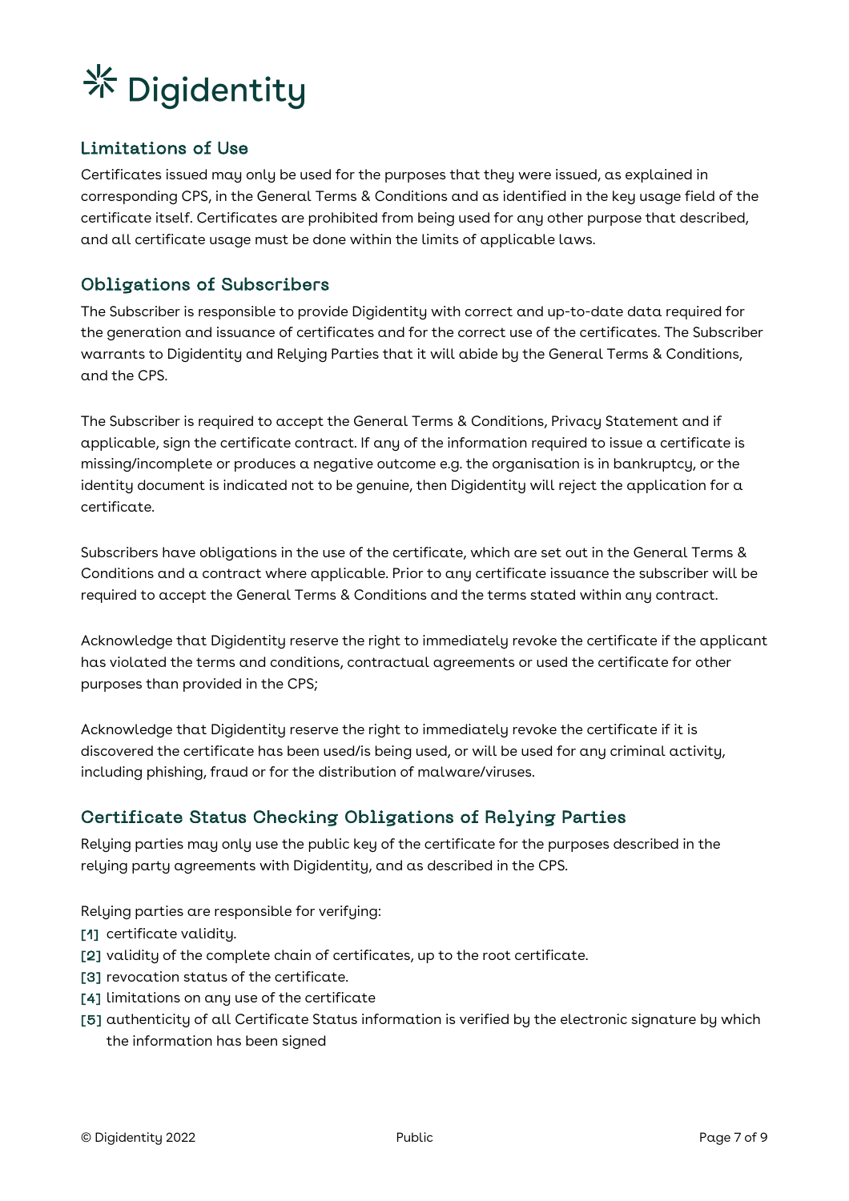## Limitations of Use

Certificates issued may only be used for the purposes that they were issued, as explained in corresponding CPS, in the General Terms & Conditions and as identified in the key usage field of the certificate itself. Certificates are prohibited from being used for any other purpose that described, and all certificate usage must be done within the limits of applicable laws.

## Obligations of Subscribers

The Subscriber is responsible to provide Digidentity with correct and up-to-date data required for the generation and issuance of certificates and for the correct use of the certificates. The Subscriber warrants to Digidentity and Relying Parties that it will abide by the General Terms & Conditions, and the CPS.

The Subscriber is required to accept the General Terms & Conditions, Privacy Statement and if applicable, sign the certificate contract. If any of the information required to issue a certificate is missing/incomplete or produces a negative outcome e.g. the organisation is in bankruptcy, or the identity document is indicated not to be genuine, then Digidentity will reject the application for a certificate.

Subscribers have obligations in the use of the certificate, which are set out in the General Terms & Conditions and a contract where applicable. Prior to any certificate issuance the subscriber will be required to accept the General Terms & Conditions and the terms stated within any contract.

Acknowledge that Digidentity reserve the right to immediately revoke the certificate if the applicant has violated the terms and conditions, contractual agreements or used the certificate for other purposes than provided in the CPS;

Acknowledge that Digidentity reserve the right to immediately revoke the certificate if it is discovered the certificate has been used/is being used, or will be used for any criminal activity, including phishing, fraud or for the distribution of malware/viruses.

## Certificate Status Checking Obligations of Relying Parties

Relying parties may only use the public key of the certificate for the purposes described in the relying party agreements with Digidentity, and as described in the CPS.

Relying parties are responsible for verifying:

[1] certificate validity.
[2] validity of the complete chain of certificates, up to the root certificate.
[3] revocation status of the certificate.
[4] limitations on any use of the certificate
[5] authenticity of all Certificate Status information is verified by the electronic signature by which the information has been signed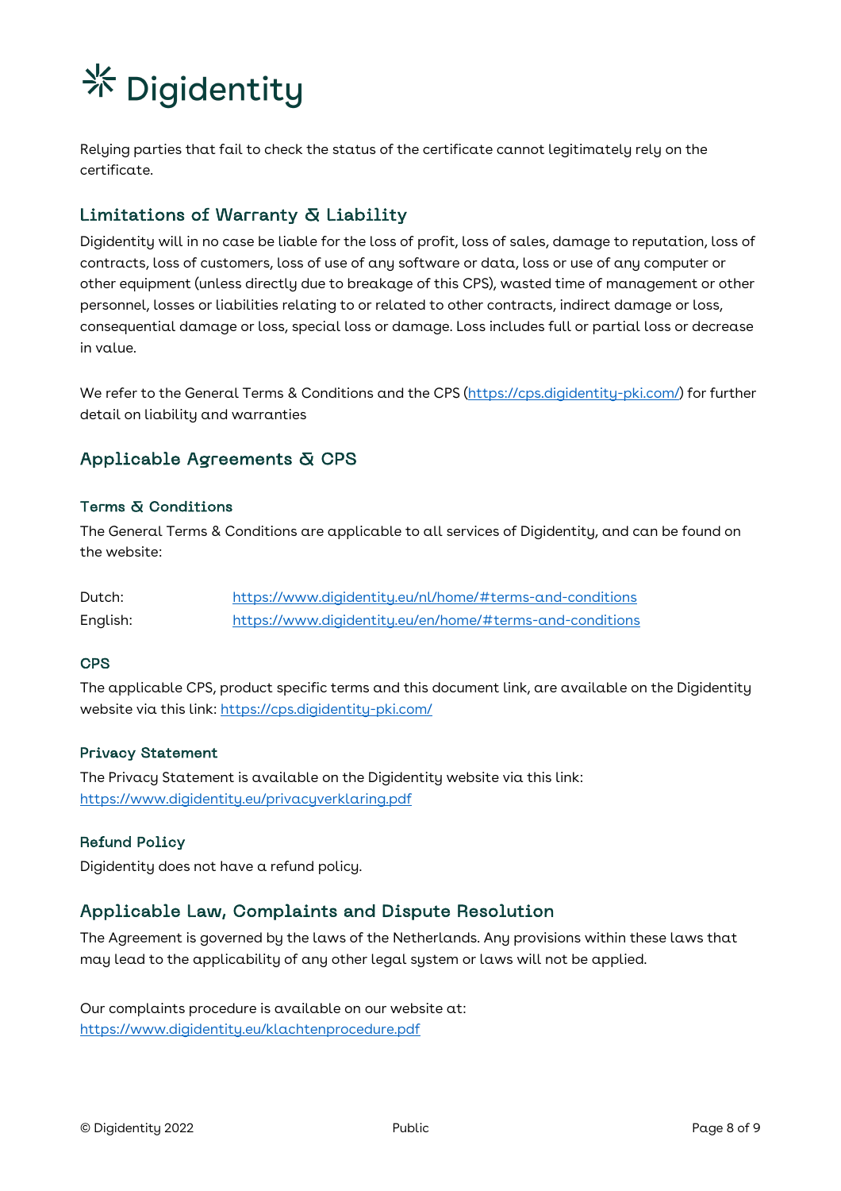Relying parties that fail to check the status of the certificate cannot legitimately rely on the certificate.

## Limitations of Warranty & Liability

Digidentity will in no case be liable for the loss of profit, loss of sales, damage to reputation, loss of contracts, loss of customers, loss of use of any software or data, loss or use of any computer or other equipment (unless directly due to breakage of this CPS), wasted time of management or other personnel, losses or liabilities relating to or related to other contracts, indirect damage or loss, consequential damage or loss, special loss or damage. Loss includes full or partial loss or decrease in value.

We refer to the General Terms & Conditions and the CPS (https://cps.digidentity-pki.com/) for further detail on liability and warranties

## Applicable Agreements & CPS

### Terms & Conditions

The General Terms & Conditions are applicable to all services of Digidentity, and can be found on the website:

| | |
|---|---|
| Dutch: | https://www.digidentity.eu/nl/home/#terms-and-conditions |
| English: | https://www.digidentity.eu/en/home/#terms-and-conditions |

### CPS

The applicable CPS, product specific terms and this document link, are available on the Digidentity website via this link: https://cps.digidentity-pki.com/

### Privacy Statement

The Privacy Statement is available on the Digidentity website via this link: https://www.digidentity.eu/privacyverklaring.pdf

### Refund Policy

Digidentity does not have a refund policy.

## Applicable Law, Complaints and Dispute Resolution

The Agreement is governed by the laws of the Netherlands. Any provisions within these laws that may lead to the applicability of any other legal system or laws will not be applied.

Our complaints procedure is available on our website at: https://www.digidentity.eu/klachtenprocedure.pdf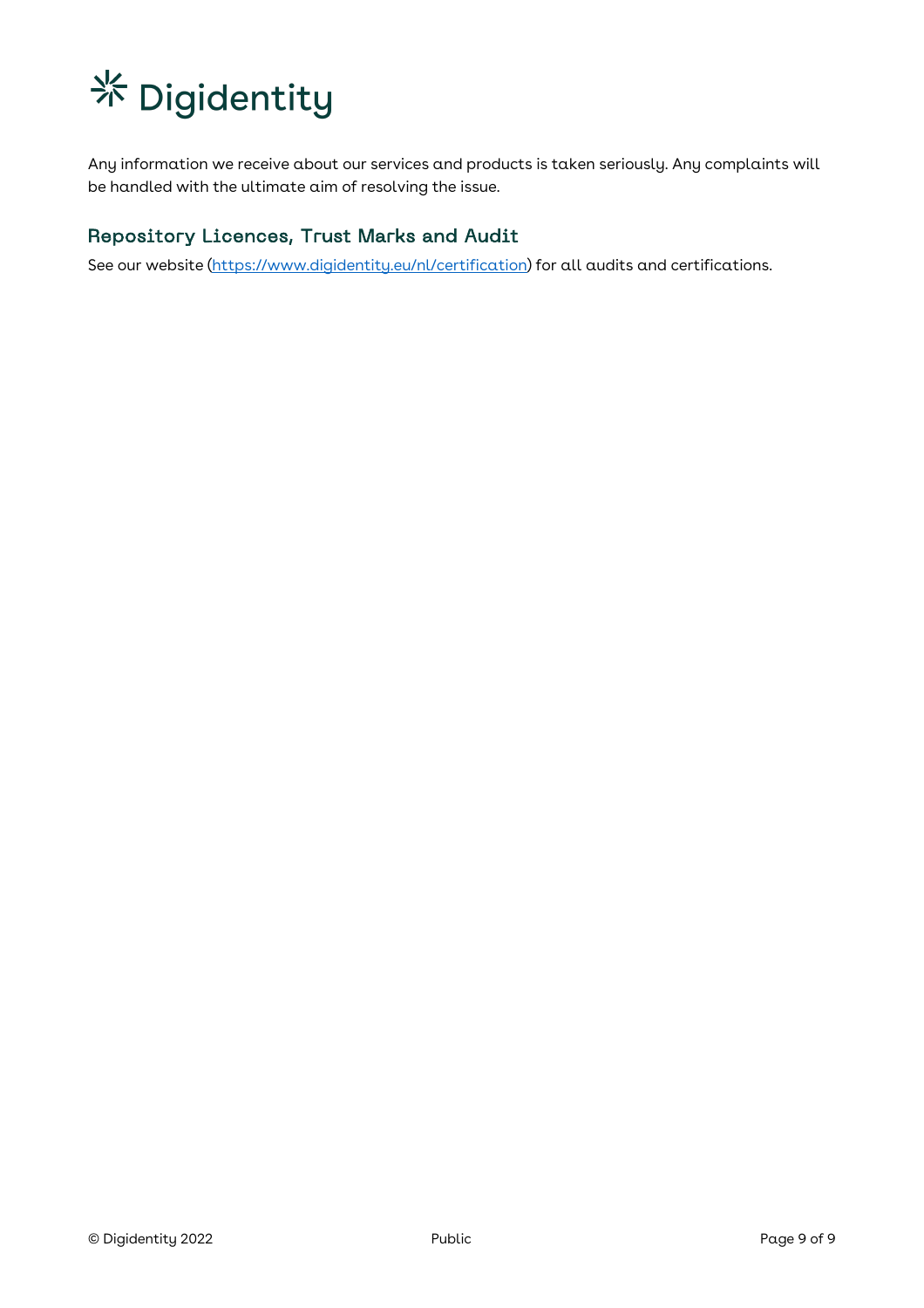Any information we receive about our services and products is taken seriously. Any complaints will be handled with the ultimate aim of resolving the issue.

## Repository Licences, Trust Marks and Audit

See our website (https://www.digidentity.eu/nl/certification) for all audits and certifications.